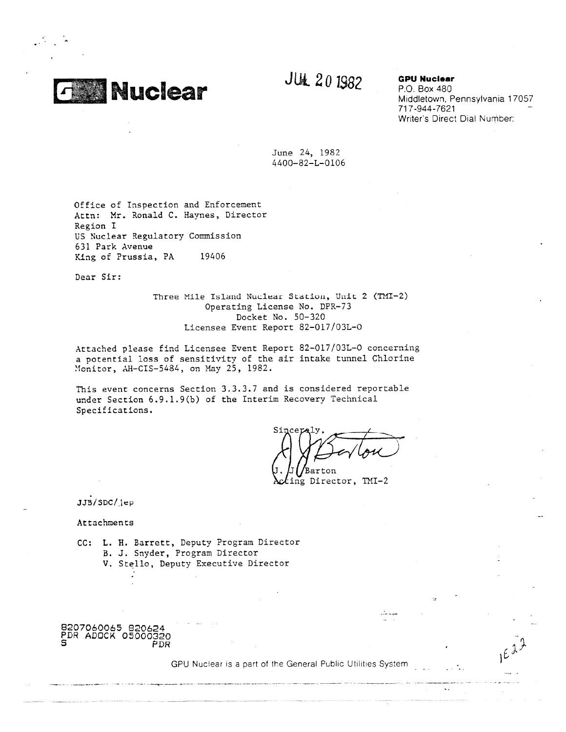**Nuclear**

JUL 20 1982

**GPU Nuclear**
P.O. Box 480
Middletown, Pennsylvania 17057
717-944-7621
Writer's Direct Dial Number:

June 24, 1982
4400-82-L-0106

Office of Inspection and Enforcement
Attn: Mr. Ronald C. Haynes, Director
Region I
US Nuclear Regulatory Commission
631 Park Avenue
King of Prussia, PA 19406

Dear Sir:

Three Mile Island Nuclear Station, Unit 2 (TMI-2)
Operating License No. DPR-73
Docket No. 50-320
Licensee Event Report 82-017/03L-0

Attached please find Licensee Event Report 82-017/03L-0 concerning a potential loss of sensitivity of the air intake tunnel Chlorine Monitor, AH-CIS-5484, on May 25, 1982.

This event concerns Section 3.3.3.7 and is considered reportable under Section 6.9.1.9(b) of the Interim Recovery Technical Specifications.

Sincerely,

J. J. Barton
Acting Director, TMI-2

JJB/SDC/jep

Attachments

CC: L. H. Barrett, Deputy Program Director
B. J. Snyder, Program Director
V. Stello, Deputy Executive Director

8207060065 820624
PDR ADOCK 05000320
S PDR

GPU Nuclear is a part of the General Public Utilities System

IE22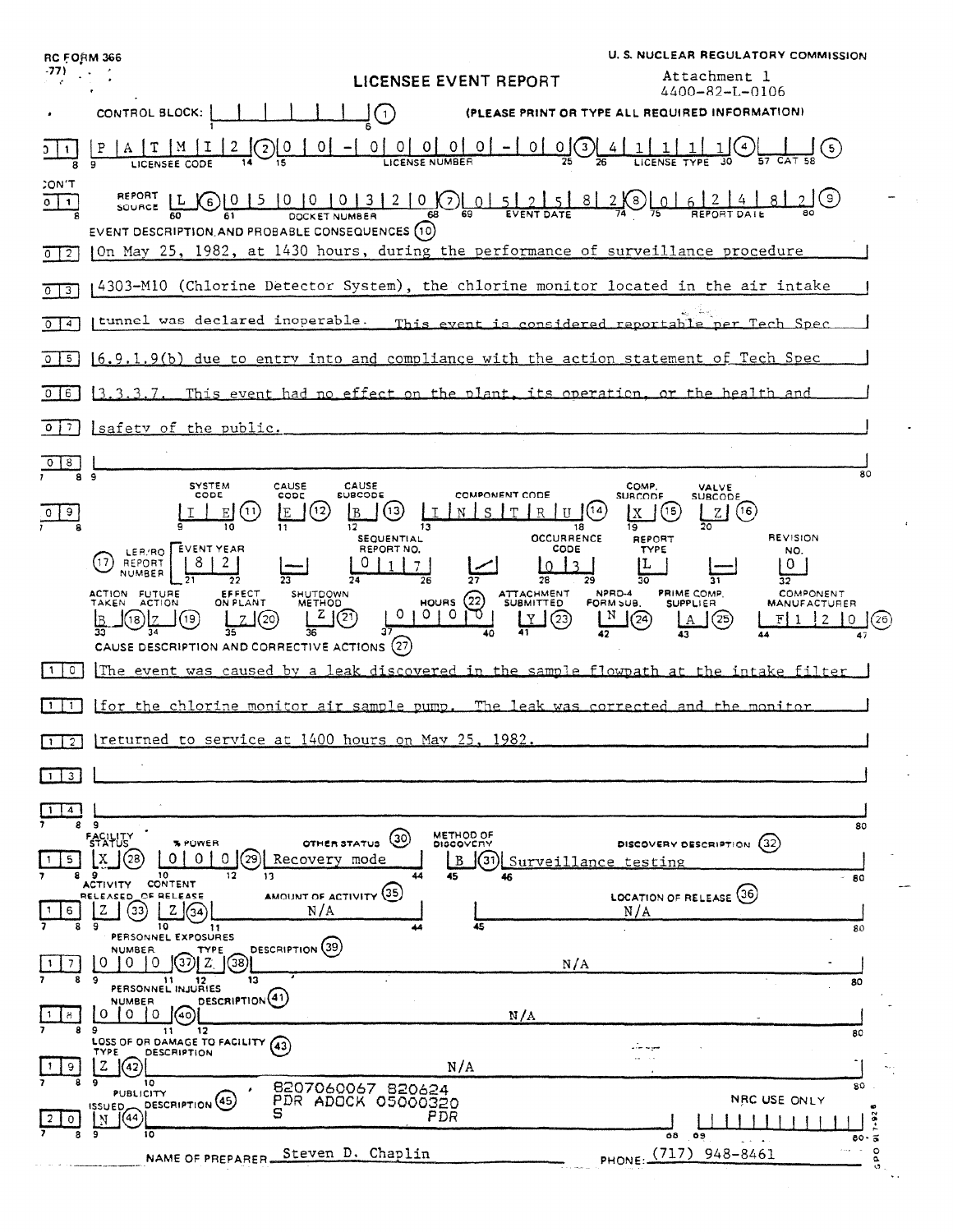NRC FORM 366 (7-77)

U. S. NUCLEAR REGULATORY COMMISSION

# LICENSEE EVENT REPORT

Attachment 1
4400-82-L-0106

CONTROL BLOCK: | | | | | | | (1) (PLEASE PRINT OR TYPE ALL REQUIRED INFORMATION)

| Line | Field | Value |
|---|---|---|
| 01 | Licensee Code (2) | P A T M I 2 |
| 01 | License Number (3) | 0 0 - 0 0 0 0 0 - 0 0 |
| 01 | License Type (4) | 4 1 1 1 1 |
| 01 | CAT (5) | |
| CON'T 01 | Report Source (6) | L |
| 01 | Docket Number (7) | 0 5 0 0 0 3 2 0 |
| 01 | Event Date (8) | 0 5 2 5 8 2 |
| 01 | Report Date (9) | 0 6 2 4 8 2 |

EVENT DESCRIPTION AND PROBABLE CONSEQUENCES (10)

On May 25, 1982, at 1430 hours, during the performance of surveillance procedure 4303-M10 (Chlorine Detector System), the chlorine monitor located in the air intake tunnel was declared inoperable. This event is considered reportable per Tech Spec 6.9.1.9(b) due to entry into and compliance with the action statement of Tech Spec 3.3.3.7. This event had no effect on the plant, its operation, or the health and safety of the public.

| System Code (11) | Cause Code (12) | Cause Subcode (13) | Component Code (14) | Comp. Subcode (15) | Valve Subcode (16) |
|---|---|---|---|---|---|
| I E | E | B | I N S T R U | X | Z |

| (17) LER/RO Report Number | Event Year | | Sequential Report No. | | Occurrence Code | Report Type | | Revision No. |
|---|---|---|---|---|---|---|---|---|
| | 8 2 | — | 0 1 7 | / | 0 3 | L | — | 0 |

| Action Taken (18) | Future Action (19) | Effect on Plant (20) | Shutdown Method (21) | Hours (22) | Attachment Submitted (23) | NPRD-4 Form Sub. (24) | Prime Comp. Supplier (25) | Component Manufacturer (26) |
|---|---|---|---|---|---|---|---|---|
| B | Z | Z | Z | 0 0 0 0 | Y | N | A | F 1 2 0 |

CAUSE DESCRIPTION AND CORRECTIVE ACTIONS (27)

The event was caused by a leak discovered in the sample flowpath at the intake filter for the chlorine monitor air sample pump. The leak was corrected and the monitor returned to service at 1400 hours on May 25, 1982.

| Facility Status (28) | % Power (29) | Other Status (30) | Method of Discovery (31) | Discovery Description (32) |
|---|---|---|---|---|
| X | 0 0 0 | Recovery mode | B | Surveillance testing |

| Activity Released (33) | Content of Release (34) | Amount of Activity (35) | Location of Release (36) |
|---|---|---|---|
| Z | Z | N/A | N/A |

| Personnel Exposures Number (37) | Type (38) | Description (39) |
|---|---|---|
| 0 0 0 | Z | N/A |

| Personnel Injuries Number (40) | Description (41) |
|---|---|
| 0 0 0 | N/A |

| Loss of or Damage to Facility Type (42) | Description (43) |
|---|---|
| Z | N/A |

| Publicity Issued (44) | Description (45) |
|---|---|
| N | |

8207060067 820624
PDR ADOCK 05000320
S PDR

NRC USE ONLY

NAME OF PREPARER Steven D. Chaplin PHONE: (717) 948-8461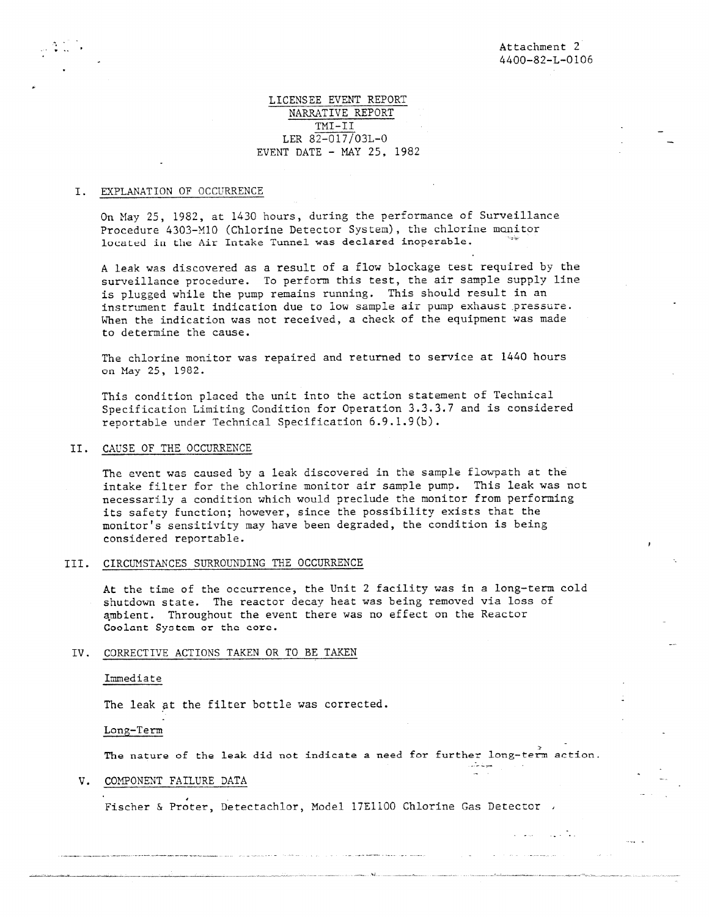Attachment 2
4400-82-L-0106

LICENSEE EVENT REPORT
NARRATIVE REPORT
TMI-II
LER 82-017/03L-0
EVENT DATE - MAY 25, 1982

## I. EXPLANATION OF OCCURRENCE

On May 25, 1982, at 1430 hours, during the performance of Surveillance Procedure 4303-M10 (Chlorine Detector System), the chlorine monitor located in the Air Intake Tunnel was declared inoperable.

A leak was discovered as a result of a flow blockage test required by the surveillance procedure. To perform this test, the air sample supply line is plugged while the pump remains running. This should result in an instrument fault indication due to low sample air pump exhaust pressure. When the indication was not received, a check of the equipment was made to determine the cause.

The chlorine monitor was repaired and returned to service at 1440 hours on May 25, 1982.

This condition placed the unit into the action statement of Technical Specification Limiting Condition for Operation 3.3.3.7 and is considered reportable under Technical Specification 6.9.1.9(b).

## II. CAUSE OF THE OCCURRENCE

The event was caused by a leak discovered in the sample flowpath at the intake filter for the chlorine monitor air sample pump. This leak was not necessarily a condition which would preclude the monitor from performing its safety function; however, since the possibility exists that the monitor's sensitivity may have been degraded, the condition is being considered reportable.

## III. CIRCUMSTANCES SURROUNDING THE OCCURRENCE

At the time of the occurrence, the Unit 2 facility was in a long-term cold shutdown state. The reactor decay heat was being removed via loss of ambient. Throughout the event there was no effect on the Reactor Coolant System or the core.

## IV. CORRECTIVE ACTIONS TAKEN OR TO BE TAKEN

Immediate

The leak at the filter bottle was corrected.

Long-Term

The nature of the leak did not indicate a need for further long-term action.

## V. COMPONENT FAILURE DATA

Fischer & Proter, Detectachlor, Model 17E1100 Chlorine Gas Detector